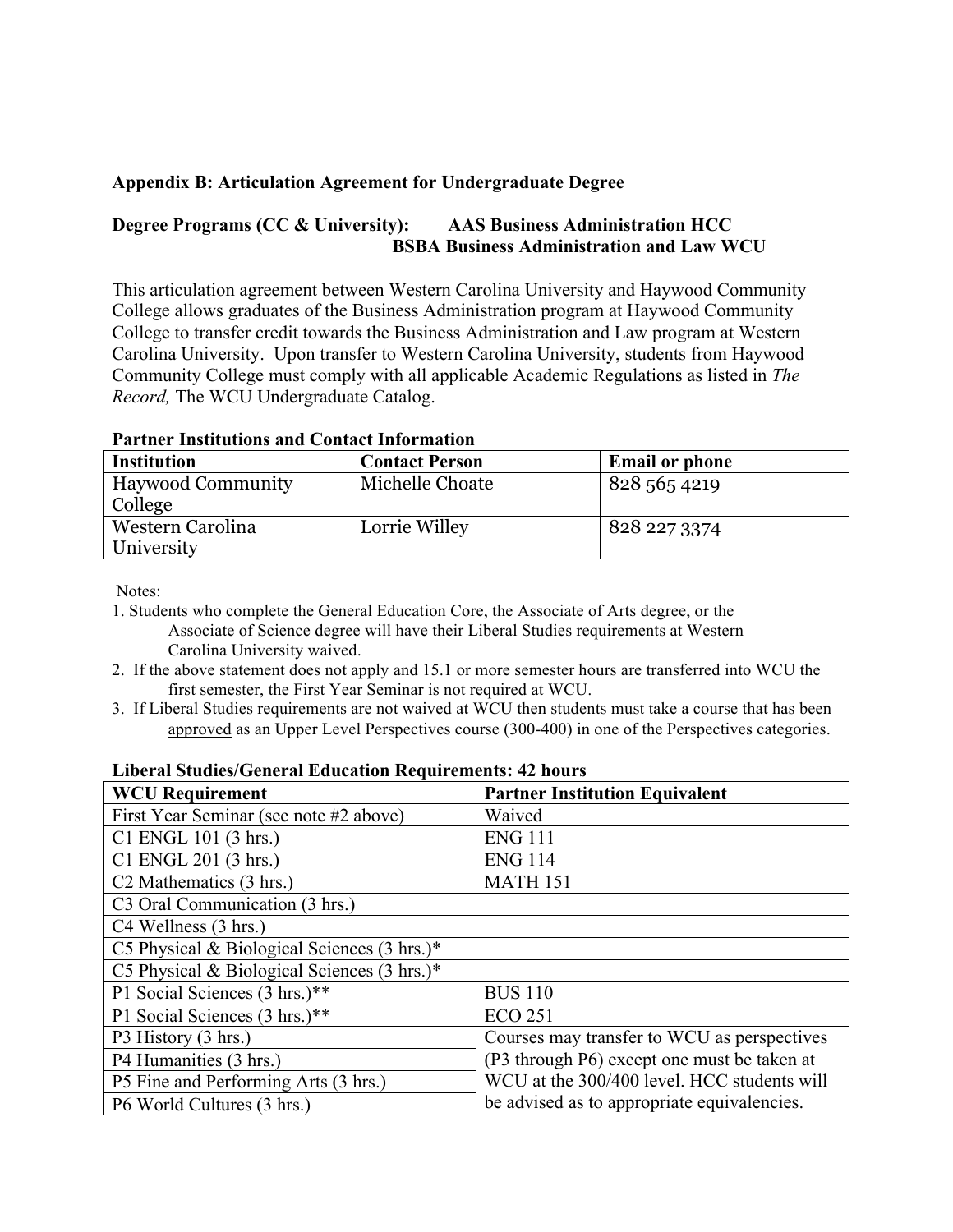**Appendix B: Articulation Agreement for Undergraduate Degree**

**Degree Programs (CC & University): AAS Business Administration HCC**
**BSBA Business Administration and Law WCU**

This articulation agreement between Western Carolina University and Haywood Community College allows graduates of the Business Administration program at Haywood Community College to transfer credit towards the Business Administration and Law program at Western Carolina University. Upon transfer to Western Carolina University, students from Haywood Community College must comply with all applicable Academic Regulations as listed in *The Record,* The WCU Undergraduate Catalog.

**Partner Institutions and Contact Information**

| Institution | Contact Person | Email or phone |
|---|---|---|
| Haywood Community College | Michelle Choate | 828 565 4219 |
| Western Carolina University | Lorrie Willey | 828 227 3374 |

Notes:

1. Students who complete the General Education Core, the Associate of Arts degree, or the Associate of Science degree will have their Liberal Studies requirements at Western Carolina University waived.
2. If the above statement does not apply and 15.1 or more semester hours are transferred into WCU the first semester, the First Year Seminar is not required at WCU.
3. If Liberal Studies requirements are not waived at WCU then students must take a course that has been approved as an Upper Level Perspectives course (300-400) in one of the Perspectives categories.

**Liberal Studies/General Education Requirements: 42 hours**

| WCU Requirement | Partner Institution Equivalent |
|---|---|
| First Year Seminar (see note #2 above) | Waived |
| C1 ENGL 101 (3 hrs.) | ENG 111 |
| C1 ENGL 201 (3 hrs.) | ENG 114 |
| C2 Mathematics (3 hrs.) | MATH 151 |
| C3 Oral Communication (3 hrs.) | |
| C4 Wellness (3 hrs.) | |
| C5 Physical & Biological Sciences (3 hrs.)* | |
| C5 Physical & Biological Sciences (3 hrs.)* | |
| P1 Social Sciences (3 hrs.)** | BUS 110 |
| P1 Social Sciences (3 hrs.)** | ECO 251 |
| P3 History (3 hrs.) | Courses may transfer to WCU as perspectives (P3 through P6) except one must be taken at WCU at the 300/400 level. HCC students will be advised as to appropriate equivalencies. |
| P4 Humanities (3 hrs.) | |
| P5 Fine and Performing Arts (3 hrs.) | |
| P6 World Cultures (3 hrs.) | |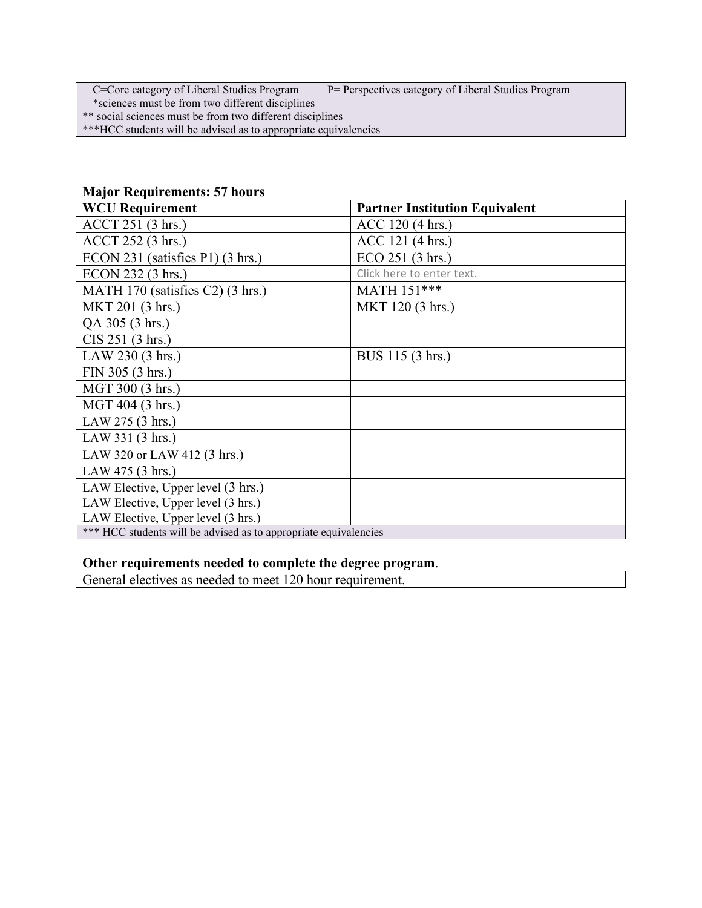| C=Core category of Liberal Studies Program | P= Perspectives category of Liberal Studies Program |
|---|---|
| *sciences must be from two different disciplines | |
| ** social sciences must be from two different disciplines | |
| ***HCC students will be advised as to appropriate equivalencies | |

**Major Requirements: 57 hours**

| WCU Requirement | Partner Institution Equivalent |
|---|---|
| ACCT 251 (3 hrs.) | ACC 120 (4 hrs.) |
| ACCT 252 (3 hrs.) | ACC 121 (4 hrs.) |
| ECON 231 (satisfies P1) (3 hrs.) | ECO 251 (3 hrs.) |
| ECON 232 (3 hrs.) | Click here to enter text. |
| MATH 170 (satisfies C2) (3 hrs.) | MATH 151*** |
| MKT 201 (3 hrs.) | MKT 120 (3 hrs.) |
| QA 305 (3 hrs.) | |
| CIS 251 (3 hrs.) | |
| LAW 230 (3 hrs.) | BUS 115 (3 hrs.) |
| FIN 305 (3 hrs.) | |
| MGT 300 (3 hrs.) | |
| MGT 404 (3 hrs.) | |
| LAW 275 (3 hrs.) | |
| LAW 331 (3 hrs.) | |
| LAW 320 or LAW 412 (3 hrs.) | |
| LAW 475 (3 hrs.) | |
| LAW Elective, Upper level (3 hrs.) | |
| LAW Elective, Upper level (3 hrs.) | |
| LAW Elective, Upper level (3 hrs.) | |
| *** HCC students will be advised as to appropriate equivalencies | |

**Other requirements needed to complete the degree program**.

| General electives as needed to meet 120 hour requirement. |
|---|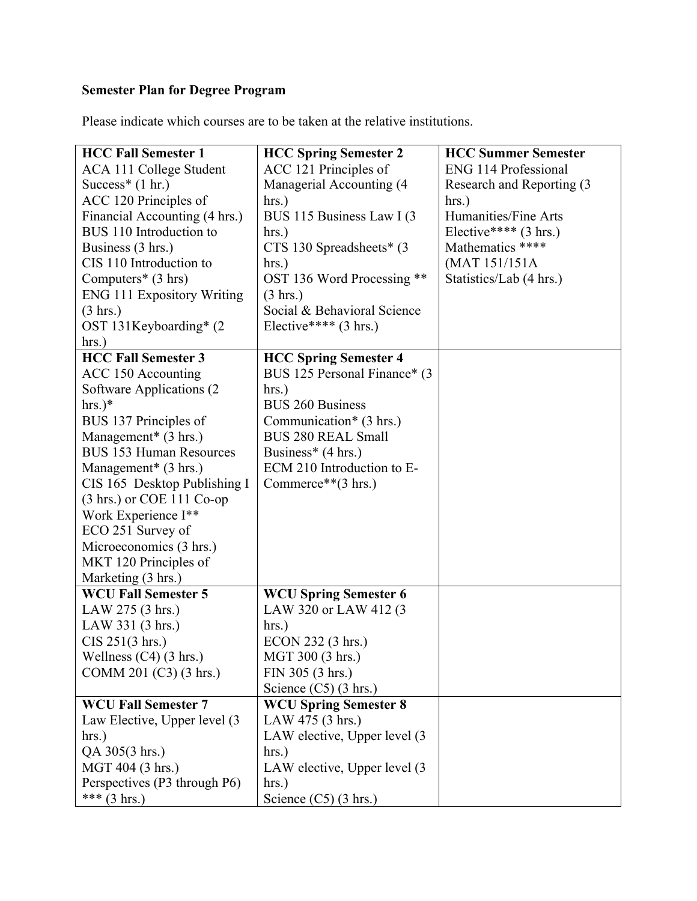**Semester Plan for Degree Program**

Please indicate which courses are to be taken at the relative institutions.

| HCC Fall Semester 1 | HCC Spring Semester 2 | HCC Summer Semester |
|---|---|---|
| ACA 111 College Student Success* (1 hr.)<br>ACC 120 Principles of Financial Accounting (4 hrs.)<br>BUS 110 Introduction to Business (3 hrs.)<br>CIS 110 Introduction to Computers* (3 hrs)<br>ENG 111 Expository Writing (3 hrs.)<br>OST 131Keyboarding* (2 hrs.) | ACC 121 Principles of Managerial Accounting (4 hrs.)<br>BUS 115 Business Law I (3 hrs.)<br>CTS 130 Spreadsheets* (3 hrs.)<br>OST 136 Word Processing ** (3 hrs.)<br>Social & Behavioral Science Elective**** (3 hrs.) | ENG 114 Professional Research and Reporting (3 hrs.)<br>Humanities/Fine Arts Elective**** (3 hrs.)<br>Mathematics ****<br>(MAT 151/151A Statistics/Lab (4 hrs.) |
| **HCC Fall Semester 3** | **HCC Spring Semester 4** | |
| ACC 150 Accounting Software Applications (2 hrs.)*<br>BUS 137 Principles of Management* (3 hrs.)<br>BUS 153 Human Resources Management* (3 hrs.)<br>CIS 165 Desktop Publishing I (3 hrs.) or COE 111 Co-op Work Experience I**<br>ECO 251 Survey of Microeconomics (3 hrs.)<br>MKT 120 Principles of Marketing (3 hrs.) | BUS 125 Personal Finance* (3 hrs.)<br>BUS 260 Business Communication* (3 hrs.)<br>BUS 280 REAL Small Business* (4 hrs.)<br>ECM 210 Introduction to E-Commerce**(3 hrs.) | |
| **WCU Fall Semester 5** | **WCU Spring Semester 6** | |
| LAW 275 (3 hrs.)<br>LAW 331 (3 hrs.)<br>CIS 251(3 hrs.)<br>Wellness (C4) (3 hrs.)<br>COMM 201 (C3) (3 hrs.) | LAW 320 or LAW 412 (3 hrs.)<br>ECON 232 (3 hrs.)<br>MGT 300 (3 hrs.)<br>FIN 305 (3 hrs.)<br>Science (C5) (3 hrs.) | |
| **WCU Fall Semester 7** | **WCU Spring Semester 8** | |
| Law Elective, Upper level (3 hrs.)<br>QA 305(3 hrs.)<br>MGT 404 (3 hrs.)<br>Perspectives (P3 through P6) *** (3 hrs.) | LAW 475 (3 hrs.)<br>LAW elective, Upper level (3 hrs.)<br>LAW elective, Upper level (3 hrs.)<br>Science (C5) (3 hrs.) | |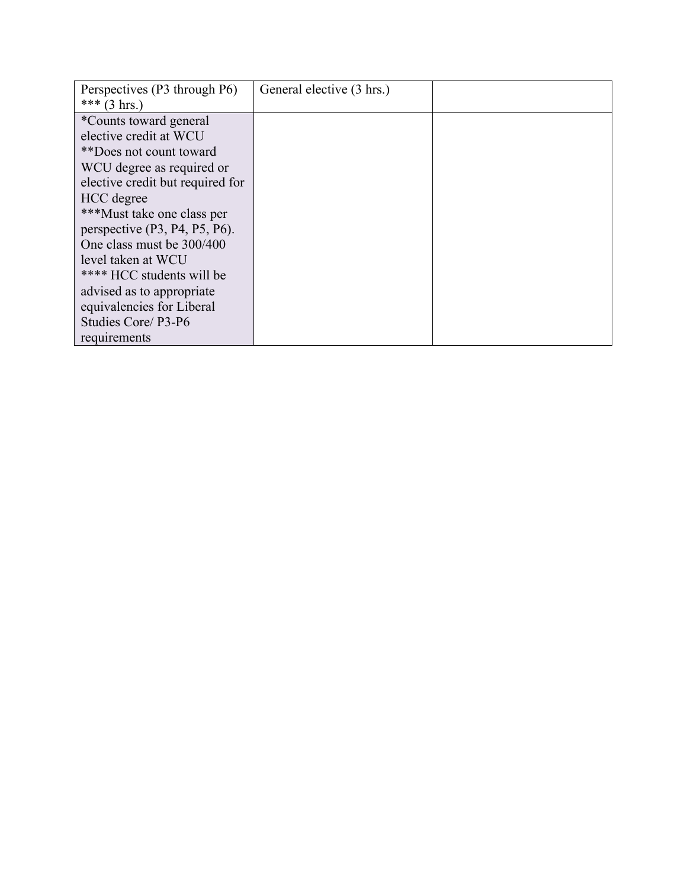| | | |
|---|---|---|
| Perspectives (P3 through P6) *** (3 hrs.) | General elective (3 hrs.) | |
| *Counts toward general elective credit at WCU<br>**Does not count toward WCU degree as required or elective credit but required for HCC degree<br>***Must take one class per perspective (P3, P4, P5, P6). One class must be 300/400 level taken at WCU<br>**** HCC students will be advised as to appropriate equivalencies for Liberal Studies Core/ P3-P6 requirements | | |